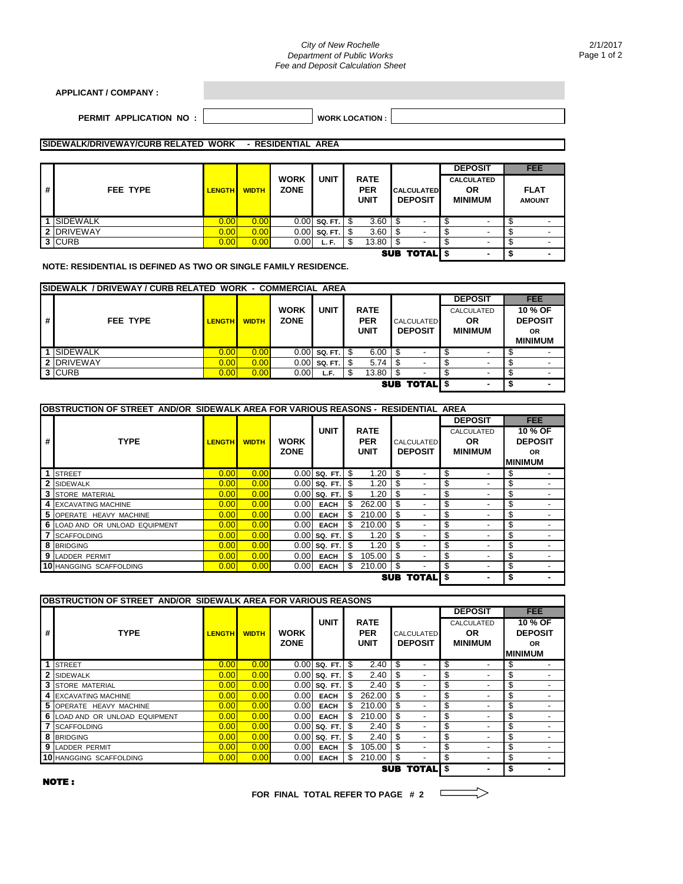City of New Rochelle
Department of Public Works
Fee and Deposit Calculation Sheet

**APPLICANT / COMPANY :**

**PERMIT APPLICATION NO :** **WORK LOCATION :**

**SIDEWALK/DRIVEWAY/CURB RELATED WORK - RESIDENTIAL AREA**

| # | FEE TYPE | LENGTH | WIDTH | WORK ZONE | UNIT | RATE PER UNIT | CALCULATED DEPOSIT | DEPOSIT CALCULATED OR MINIMUM | FEE FLAT AMOUNT |
|---|---|---|---|---|---|---|---|---|---|
| 1 | SIDEWALK | 0.00 | 0.00 | 0.00 | SQ. FT. | $ 3.60 | $ - | $ - | $ - |
| 2 | DRIVEWAY | 0.00 | 0.00 | 0.00 | SQ. FT. | $ 3.60 | $ - | $ - | $ - |
| 3 | CURB | 0.00 | 0.00 | 0.00 | L. F. | $ 13.80 | $ - | $ - | $ - |
| | | | | | | | **SUB TOTAL** | $ - | $ - |

**NOTE: RESIDENTIAL IS DEFINED AS TWO OR SINGLE FAMILY RESIDENCE.**

**SIDEWALK / DRIVEWAY / CURB RELATED WORK - COMMERCIAL AREA**

| # | FEE TYPE | LENGTH | WIDTH | WORK ZONE | UNIT | RATE PER UNIT | CALCULATED DEPOSIT | DEPOSIT CALCULATED OR MINIMUM | FEE 10 % OF DEPOSIT OR MINIMUM |
|---|---|---|---|---|---|---|---|---|---|
| 1 | SIDEWALK | 0.00 | 0.00 | 0.00 | SQ. FT. | $ 6.00 | $ - | $ - | $ - |
| 2 | DRIVEWAY | 0.00 | 0.00 | 0.00 | SQ. FT. | $ 5.74 | $ - | $ - | $ - |
| 3 | CURB | 0.00 | 0.00 | 0.00 | L.F. | $ 13.80 | $ - | $ - | $ - |
| | | | | | | | **SUB TOTAL** | $ - | $ - |

**OBSTRUCTION OF STREET AND/OR SIDEWALK AREA FOR VARIOUS REASONS - RESIDENTIAL AREA**

| # | TYPE | LENGTH | WIDTH | WORK ZONE | UNIT | RATE PER UNIT | CALCULATED DEPOSIT | DEPOSIT CALCULATED OR MINIMUM | FEE 10 % OF DEPOSIT OR MINIMUM |
|---|---|---|---|---|---|---|---|---|---|
| 1 | STREET | 0.00 | 0.00 | 0.00 | SQ. FT. | $ 1.20 | $ - | $ - | $ - |
| 2 | SIDEWALK | 0.00 | 0.00 | 0.00 | SQ. FT. | $ 1.20 | $ - | $ - | $ - |
| 3 | STORE MATERIAL | 0.00 | 0.00 | 0.00 | SQ. FT. | $ 1.20 | $ - | $ - | $ - |
| 4 | EXCAVATING MACHINE | 0.00 | 0.00 | 0.00 | EACH | $ 262.00 | $ - | $ - | $ - |
| 5 | OPERATE HEAVY MACHINE | 0.00 | 0.00 | 0.00 | EACH | $ 210.00 | $ - | $ - | $ - |
| 6 | LOAD AND OR UNLOAD EQUIPMENT | 0.00 | 0.00 | 0.00 | EACH | $ 210.00 | $ - | $ - | $ - |
| 7 | SCAFFOLDING | 0.00 | 0.00 | 0.00 | SQ. FT. | $ 1.20 | $ - | $ - | $ - |
| 8 | BRIDGING | 0.00 | 0.00 | 0.00 | SQ. FT. | $ 1.20 | $ - | $ - | $ - |
| 9 | LADDER PERMIT | 0.00 | 0.00 | 0.00 | EACH | $ 105.00 | $ - | $ - | $ - |
| 10 | HANGGING SCAFFOLDING | 0.00 | 0.00 | 0.00 | EACH | $ 210.00 | $ - | $ - | $ - |
| | | | | | | | **SUB TOTAL** | $ - | $ - |

**OBSTRUCTION OF STREET AND/OR SIDEWALK AREA FOR VARIOUS REASONS**

| # | TYPE | LENGTH | WIDTH | WORK ZONE | UNIT | RATE PER UNIT | CALCULATED DEPOSIT | DEPOSIT CALCULATED OR MINIMUM | FEE 10 % OF DEPOSIT OR MINIMUM |
|---|---|---|---|---|---|---|---|---|---|
| 1 | STREET | 0.00 | 0.00 | 0.00 | SQ. FT. | $ 2.40 | $ - | $ - | $ - |
| 2 | SIDEWALK | 0.00 | 0.00 | 0.00 | SQ. FT. | $ 2.40 | $ - | $ - | $ - |
| 3 | STORE MATERIAL | 0.00 | 0.00 | 0.00 | SQ. FT. | $ 2.40 | $ - | $ - | $ - |
| 4 | EXCAVATING MACHINE | 0.00 | 0.00 | 0.00 | EACH | $ 262.00 | $ - | $ - | $ - |
| 5 | OPERATE HEAVY MACHINE | 0.00 | 0.00 | 0.00 | EACH | $ 210.00 | $ - | $ - | $ - |
| 6 | LOAD AND OR UNLOAD EQUIPMENT | 0.00 | 0.00 | 0.00 | EACH | $ 210.00 | $ - | $ - | $ - |
| 7 | SCAFFOLDING | 0.00 | 0.00 | 0.00 | SQ. FT. | $ 2.40 | $ - | $ - | $ - |
| 8 | BRIDGING | 0.00 | 0.00 | 0.00 | SQ. FT. | $ 2.40 | $ - | $ - | $ - |
| 9 | LADDER PERMIT | 0.00 | 0.00 | 0.00 | EACH | $ 105.00 | $ - | $ - | $ - |
| 10 | HANGGING SCAFFOLDING | 0.00 | 0.00 | 0.00 | EACH | $ 210.00 | $ - | $ - | $ - |
| | | | | | | | **SUB TOTAL** | $ - | $ - |

**NOTE :**

**FOR FINAL TOTAL REFER TO PAGE # 2**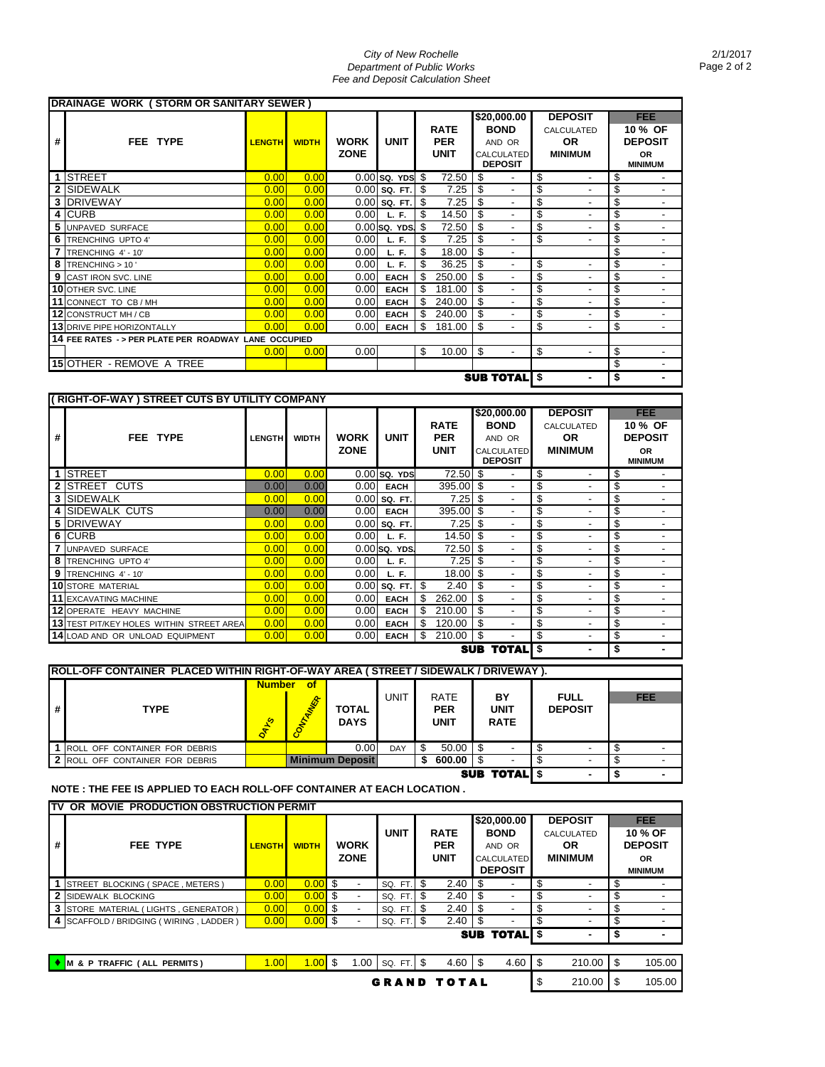*City of New Rochelle*
*Department of Public Works*
*Fee and Deposit Calculation Sheet*

## DRAINAGE WORK ( STORM OR SANITARY SEWER )

| # | FEE TYPE | LENGTH | WIDTH | WORK ZONE | UNIT | RATE PER UNIT | $20,000.00 BOND AND OR CALCULATED DEPOSIT | DEPOSIT CALCULATED OR MINIMUM | FEE 10 % OF DEPOSIT OR MINIMUM |
|---|---|---|---|---|---|---|---|---|---|
| 1 | STREET | 0.00 | 0.00 | 0.00 | SQ. YDS | $ 72.50 | $ - | $ - | $ - |
| 2 | SIDEWALK | 0.00 | 0.00 | 0.00 | SQ. FT. | $ 7.25 | $ - | $ - | $ - |
| 3 | DRIVEWAY | 0.00 | 0.00 | 0.00 | SQ. FT. | $ 7.25 | $ - | $ - | $ - |
| 4 | CURB | 0.00 | 0.00 | 0.00 | L. F. | $ 14.50 | $ - | $ - | $ - |
| 5 | UNPAVED SURFACE | 0.00 | 0.00 | 0.00 | SQ. YDS. | $ 72.50 | $ - | $ - | $ - |
| 6 | TRENCHING UPTO 4' | 0.00 | 0.00 | 0.00 | L. F. | $ 7.25 | $ - | $ - | $ - |
| 7 | TRENCHING 4' - 10' | 0.00 | 0.00 | 0.00 | L. F. | $ 18.00 | $ - | | $ - |
| 8 | TRENCHING > 10 ' | 0.00 | 0.00 | 0.00 | L. F. | $ 36.25 | $ - | $ - | $ - |
| 9 | CAST IRON SVC. LINE | 0.00 | 0.00 | 0.00 | EACH | $ 250.00 | $ - | $ - | $ - |
| 10 | OTHER SVC. LINE | 0.00 | 0.00 | 0.00 | EACH | $ 181.00 | $ - | $ - | $ - |
| 11 | CONNECT TO CB / MH | 0.00 | 0.00 | 0.00 | EACH | $ 240.00 | $ - | $ - | $ - |
| 12 | CONSTRUCT MH / CB | 0.00 | 0.00 | 0.00 | EACH | $ 240.00 | $ - | $ - | $ - |
| 13 | DRIVE PIPE HORIZONTALLY | 0.00 | 0.00 | 0.00 | EACH | $ 181.00 | $ - | $ - | $ - |
| 14 | FEE RATES - > PER PLATE PER ROADWAY LANE OCCUPIED | | | | | | | | |
| | | 0.00 | 0.00 | 0.00 | | $ 10.00 | $ - | $ - | $ - |
| 15 | OTHER - REMOVE A TREE | | | | | | | | $ - |
| | | | | | | | **SUB TOTAL** | **$ -** | **$ -** |

## ( RIGHT-OF-WAY ) STREET CUTS BY UTILITY COMPANY

| # | FEE TYPE | LENGTH | WIDTH | WORK ZONE | UNIT | RATE PER UNIT | $20,000.00 BOND AND OR CALCULATED DEPOSIT | DEPOSIT CALCULATED OR MINIMUM | FEE 10 % OF DEPOSIT OR MINIMUM |
|---|---|---|---|---|---|---|---|---|---|
| 1 | STREET | 0.00 | 0.00 | 0.00 | SQ. YDS | 72.50 | $ - | $ - | $ - |
| 2 | STREET CUTS | 0.00 | 0.00 | 0.00 | EACH | 395.00 | $ - | $ - | $ - |
| 3 | SIDEWALK | 0.00 | 0.00 | 0.00 | SQ. FT. | 7.25 | $ - | $ - | $ - |
| 4 | SIDEWALK CUTS | 0.00 | 0.00 | 0.00 | EACH | 395.00 | $ - | $ - | $ - |
| 5 | DRIVEWAY | 0.00 | 0.00 | 0.00 | SQ. FT. | 7.25 | $ - | $ - | $ - |
| 6 | CURB | 0.00 | 0.00 | 0.00 | L. F. | 14.50 | $ - | $ - | $ - |
| 7 | UNPAVED SURFACE | 0.00 | 0.00 | 0.00 | SQ. YDS. | 72.50 | $ - | $ - | $ - |
| 8 | TRENCHING UPTO 4' | 0.00 | 0.00 | 0.00 | L. F. | 7.25 | $ - | $ - | $ - |
| 9 | TRENCHING 4' - 10' | 0.00 | 0.00 | 0.00 | L. F. | 18.00 | $ - | $ - | $ - |
| 10 | STORE MATERIAL | 0.00 | 0.00 | 0.00 | SQ. FT. | $ 2.40 | $ - | $ - | $ - |
| 11 | EXCAVATING MACHINE | 0.00 | 0.00 | 0.00 | EACH | $ 262.00 | $ - | $ - | $ - |
| 12 | OPERATE HEAVY MACHINE | 0.00 | 0.00 | 0.00 | EACH | $ 210.00 | $ - | $ - | $ - |
| 13 | TEST PIT/KEY HOLES WITHIN STREET AREA | 0.00 | 0.00 | 0.00 | EACH | $ 120.00 | $ - | $ - | $ - |
| 14 | LOAD AND OR UNLOAD EQUIPMENT | 0.00 | 0.00 | 0.00 | EACH | $ 210.00 | $ - | $ - | $ - |
| | | | | | | | **SUB TOTAL** | **$ -** | **$ -** |

## ROLL-OFF CONTAINER PLACED WITHIN RIGHT-OF-WAY AREA ( STREET / SIDEWALK / DRIVEWAY ).

| # | TYPE | Number of DAYS | Number of CONTAINER | TOTAL DAYS | UNIT | RATE PER UNIT | BY UNIT RATE | FULL DEPOSIT | FEE |
|---|---|---|---|---|---|---|---|---|---|
| 1 | ROLL OFF CONTAINER FOR DEBRIS | | | 0.00 | DAY | $ 50.00 | $ - | $ - | $ - |
| 2 | ROLL OFF CONTAINER FOR DEBRIS | | Minimum Deposit | | | $ 600.00 | $ - | $ - | $ - |
| | | | | | | | **SUB TOTAL** | **$ -** | **$ -** |

**NOTE : THE FEE IS APPLIED TO EACH ROLL-OFF CONTAINER AT EACH LOCATION .**

## TV OR MOVIE PRODUCTION OBSTRUCTION PERMIT

| # | FEE TYPE | LENGTH | WIDTH | WORK ZONE | UNIT | RATE PER UNIT | $20,000.00 BOND AND OR CALCULATED DEPOSIT | DEPOSIT CALCULATED OR MINIMUM | FEE 10 % OF DEPOSIT OR MINIMUM |
|---|---|---|---|---|---|---|---|---|---|
| 1 | STREET BLOCKING ( SPACE , METERS ) | 0.00 | 0.00 | $ - | SQ. FT. | $ 2.40 | $ - | $ - | $ - |
| 2 | SIDEWALK BLOCKING | 0.00 | 0.00 | $ - | SQ. FT. | $ 2.40 | $ - | $ - | $ - |
| 3 | STORE MATERIAL ( LIGHTS , GENERATOR ) | 0.00 | 0.00 | $ - | SQ. FT. | $ 2.40 | $ - | $ - | $ - |
| 4 | SCAFFOLD / BRIDGING ( WIRING , LADDER ) | 0.00 | 0.00 | $ - | SQ. FT. | $ 2.40 | $ - | $ - | $ - |
| | | | | | | | **SUB TOTAL** | **$ -** | **$ -** |
| ♦ | M & P TRAFFIC ( ALL PERMITS ) | 1.00 | 1.00 | $ 1.00 | SQ. FT. | $ 4.60 | $ 4.60 | $ 210.00 | $ 105.00 |
| | | | | | | **GRAND TOTAL** | | $ 210.00 | $ 105.00 |